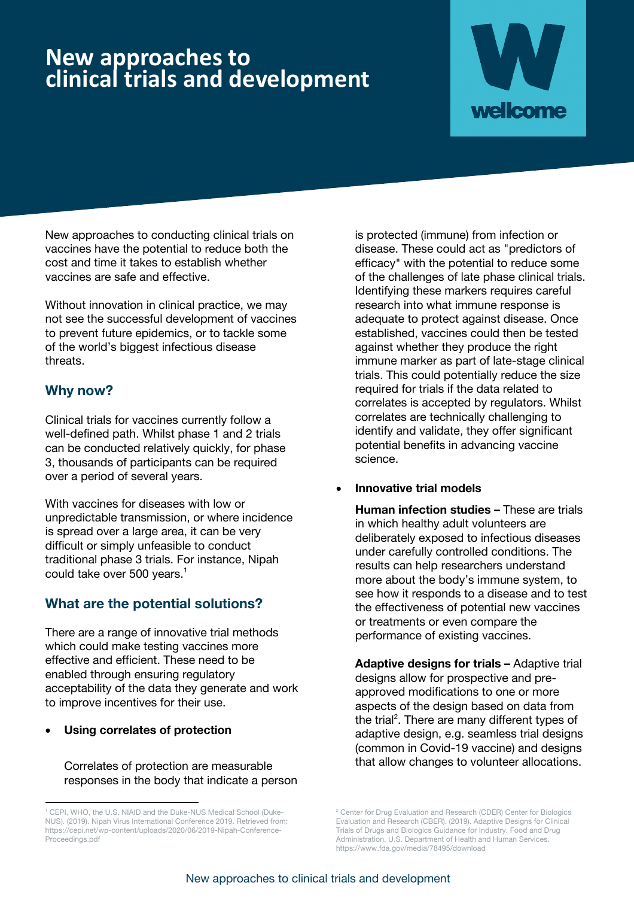# New approaches to clinical trials and development

New approaches to conducting clinical trials on vaccines have the potential to reduce both the cost and time it takes to establish whether vaccines are safe and effective.

Without innovation in clinical practice, we may not see the successful development of vaccines to prevent future epidemics, or to tackle some of the world's biggest infectious disease threats.

## Why now?

Clinical trials for vaccines currently follow a well-defined path. Whilst phase 1 and 2 trials can be conducted relatively quickly, for phase 3, thousands of participants can be required over a period of several years.

With vaccines for diseases with low or unpredictable transmission, or where incidence is spread over a large area, it can be very difficult or simply unfeasible to conduct traditional phase 3 trials. For instance, Nipah could take over 500 years.[1]

## What are the potential solutions?

There are a range of innovative trial methods which could make testing vaccines more effective and efficient. These need to be enabled through ensuring regulatory acceptability of the data they generate and work to improve incentives for their use.

- **Using correlates of protection**

  Correlates of protection are measurable responses in the body that indicate a person is protected (immune) from infection or disease. These could act as "predictors of efficacy" with the potential to reduce some of the challenges of late phase clinical trials. Identifying these markers requires careful research into what immune response is adequate to protect against disease. Once established, vaccines could then be tested against whether they produce the right immune marker as part of late-stage clinical trials. This could potentially reduce the size required for trials if the data related to correlates is accepted by regulators. Whilst correlates are technically challenging to identify and validate, they offer significant potential benefits in advancing vaccine science.

- **Innovative trial models**

  **Human infection studies –** These are trials in which healthy adult volunteers are deliberately exposed to infectious diseases under carefully controlled conditions. The results can help researchers understand more about the body's immune system, to see how it responds to a disease and to test the effectiveness of potential new vaccines or treatments or even compare the performance of existing vaccines.

  **Adaptive designs for trials –** Adaptive trial designs allow for prospective and pre-approved modifications to one or more aspects of the design based on data from the trial[2]. There are many different types of adaptive design, e.g. seamless trial designs (common in Covid-19 vaccine) and designs that allow changes to volunteer allocations.

---

[1] CEPI, WHO, the U.S. NIAID and the Duke-NUS Medical School (Duke-NUS). (2019). Nipah Virus International Conference 2019. Retrieved from: https://cepi.net/wp-content/uploads/2020/06/2019-Nipah-Conference-Proceedings.pdf

[2] Center for Drug Evaluation and Research (CDER) Center for Biologics Evaluation and Research (CBER). (2019). Adaptive Designs for Clinical Trials of Drugs and Biologics Guidance for Industry. Food and Drug Administration, U.S. Department of Health and Human Services. https://www.fda.gov/media/78495/download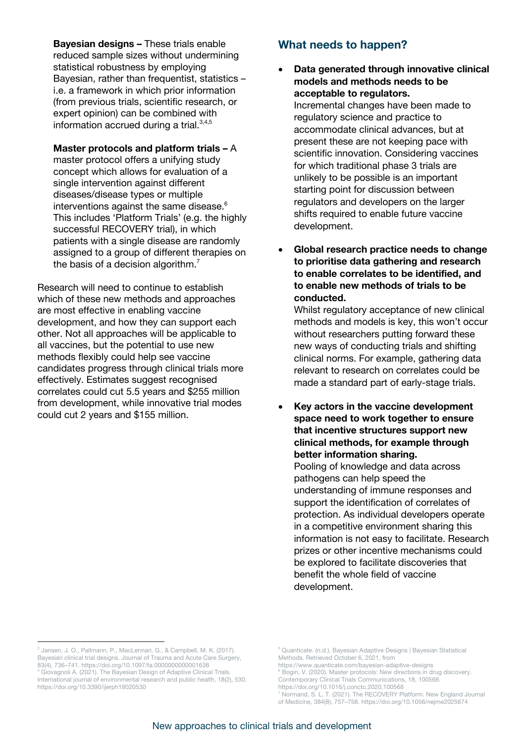**Bayesian designs –** These trials enable reduced sample sizes without undermining statistical robustness by employing Bayesian, rather than frequentist, statistics – i.e. a framework in which prior information (from previous trials, scientific research, or expert opinion) can be combined with information accrued during a trial.[3,4,5]

**Master protocols and platform trials –** A master protocol offers a unifying study concept which allows for evaluation of a single intervention against different diseases/disease types or multiple interventions against the same disease.[6] This includes 'Platform Trials' (e.g. the highly successful RECOVERY trial), in which patients with a single disease are randomly assigned to a group of different therapies on the basis of a decision algorithm.[7]

Research will need to continue to establish which of these new methods and approaches are most effective in enabling vaccine development, and how they can support each other. Not all approaches will be applicable to all vaccines, but the potential to use new methods flexibly could help see vaccine candidates progress through clinical trials more effectively. Estimates suggest recognised correlates could cut 5.5 years and $255 million from development, while innovative trial modes could cut 2 years and $155 million.

## What needs to happen?

- **Data generated through innovative clinical models and methods needs to be acceptable to regulators.**
  Incremental changes have been made to regulatory science and practice to accommodate clinical advances, but at present these are not keeping pace with scientific innovation. Considering vaccines for which traditional phase 3 trials are unlikely to be possible is an important starting point for discussion between regulators and developers on the larger shifts required to enable future vaccine development.

- **Global research practice needs to change to prioritise data gathering and research to enable correlates to be identified, and to enable new methods of trials to be conducted.**
  Whilst regulatory acceptance of new clinical methods and models is key, this won't occur without researchers putting forward these new ways of conducting trials and shifting clinical norms. For example, gathering data relevant to research on correlates could be made a standard part of early-stage trials.

- **Key actors in the vaccine development space need to work together to ensure that incentive structures support new clinical methods, for example through better information sharing.**
  Pooling of knowledge and data across pathogens can help speed the understanding of immune responses and support the identification of correlates of protection. As individual developers operate in a competitive environment sharing this information is not easy to facilitate. Research prizes or other incentive mechanisms could be explored to facilitate discoveries that benefit the whole field of vaccine development.

---

[3] Jansen, J. O., Pallmann, P., MacLennan, G., & Campbell, M. K. (2017). Bayesian clinical trial designs. Journal of Trauma and Acute Care Surgery, 83(4), 736–741. https://doi.org/10.1097/ta.0000000000001638

[4] Giovagnoli A. (2021). The Bayesian Design of Adaptive Clinical Trials. International journal of environmental research and public health, 18(2), 530. https://doi.org/10.3390/ijerph18020530

[5] Quanticate. (n.d.). Bayesian Adaptive Designs | Bayesian Statistical Methods. Retrieved October 6, 2021, from https://www.quanticate.com/bayesian-adaptive-designs

[6] Bogin, V. (2020). Master protocols: New directions in drug discovery. Contemporary Clinical Trials Communications, 18, 100568. https://doi.org/10.1016/j.conctc.2020.100568

[7] Normand, S. L. T. (2021). The RECOVERY Platform. New England Journal of Medicine, 384(8), 757–758. https://doi.org/10.1056/nejme2025674